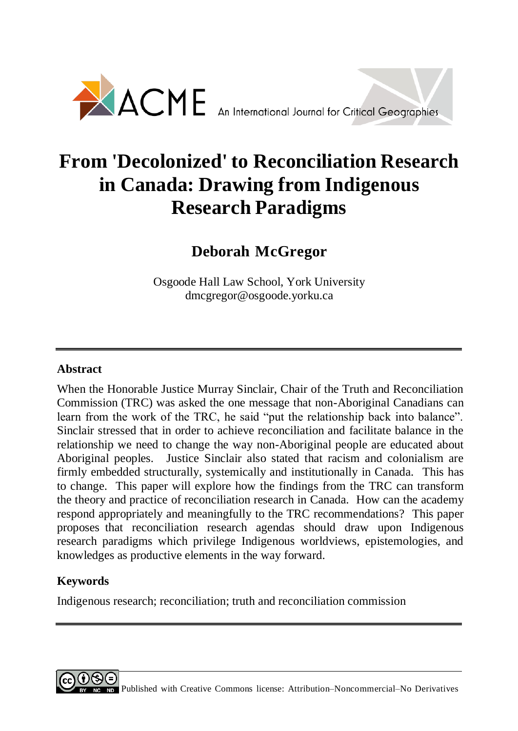ACME An International Journal for Critical Geographies

# From 'Decolonized' to Reconciliation Research in Canada: Drawing from Indigenous Research Paradigms

## Deborah McGregor

Osgoode Hall Law School, York University
dmcgregor@osgoode.yorku.ca

---

### Abstract

When the Honorable Justice Murray Sinclair, Chair of the Truth and Reconciliation Commission (TRC) was asked the one message that non-Aboriginal Canadians can learn from the work of the TRC, he said "put the relationship back into balance". Sinclair stressed that in order to achieve reconciliation and facilitate balance in the relationship we need to change the way non-Aboriginal people are educated about Aboriginal peoples. Justice Sinclair also stated that racism and colonialism are firmly embedded structurally, systemically and institutionally in Canada. This has to change. This paper will explore how the findings from the TRC can transform the theory and practice of reconciliation research in Canada. How can the academy respond appropriately and meaningfully to the TRC recommendations? This paper proposes that reconciliation research agendas should draw upon Indigenous research paradigms which privilege Indigenous worldviews, epistemologies, and knowledges as productive elements in the way forward.

### Keywords

Indigenous research; reconciliation; truth and reconciliation commission

---

Published with Creative Commons license: Attribution–Noncommercial–No Derivatives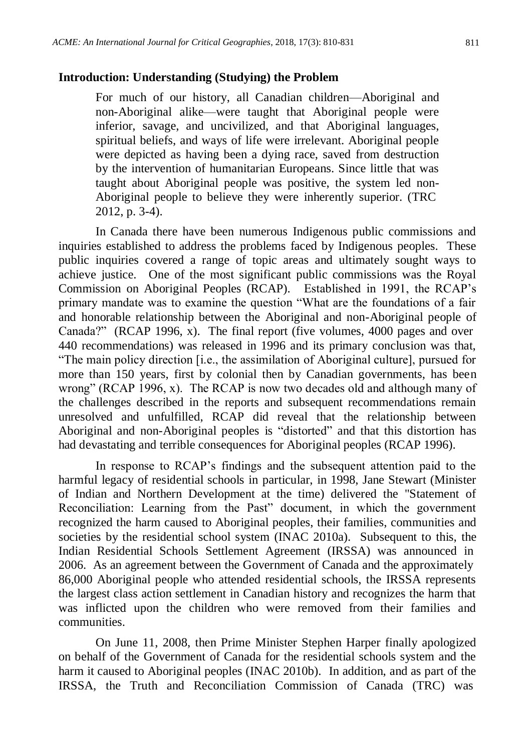## Introduction: Understanding (Studying) the Problem

> For much of our history, all Canadian children—Aboriginal and non-Aboriginal alike—were taught that Aboriginal people were inferior, savage, and uncivilized, and that Aboriginal languages, spiritual beliefs, and ways of life were irrelevant. Aboriginal people were depicted as having been a dying race, saved from destruction by the intervention of humanitarian Europeans. Since little that was taught about Aboriginal people was positive, the system led non-Aboriginal people to believe they were inherently superior. (TRC 2012, p. 3-4).

In Canada there have been numerous Indigenous public commissions and inquiries established to address the problems faced by Indigenous peoples. These public inquiries covered a range of topic areas and ultimately sought ways to achieve justice. One of the most significant public commissions was the Royal Commission on Aboriginal Peoples (RCAP). Established in 1991, the RCAP's primary mandate was to examine the question "What are the foundations of a fair and honorable relationship between the Aboriginal and non-Aboriginal people of Canada?" (RCAP 1996, x). The final report (five volumes, 4000 pages and over 440 recommendations) was released in 1996 and its primary conclusion was that, "The main policy direction [i.e., the assimilation of Aboriginal culture], pursued for more than 150 years, first by colonial then by Canadian governments, has been wrong" (RCAP 1996, x). The RCAP is now two decades old and although many of the challenges described in the reports and subsequent recommendations remain unresolved and unfulfilled, RCAP did reveal that the relationship between Aboriginal and non-Aboriginal peoples is "distorted" and that this distortion has had devastating and terrible consequences for Aboriginal peoples (RCAP 1996).

In response to RCAP's findings and the subsequent attention paid to the harmful legacy of residential schools in particular, in 1998, Jane Stewart (Minister of Indian and Northern Development at the time) delivered the "Statement of Reconciliation: Learning from the Past" document, in which the government recognized the harm caused to Aboriginal peoples, their families, communities and societies by the residential school system (INAC 2010a). Subsequent to this, the Indian Residential Schools Settlement Agreement (IRSSA) was announced in 2006. As an agreement between the Government of Canada and the approximately 86,000 Aboriginal people who attended residential schools, the IRSSA represents the largest class action settlement in Canadian history and recognizes the harm that was inflicted upon the children who were removed from their families and communities.

On June 11, 2008, then Prime Minister Stephen Harper finally apologized on behalf of the Government of Canada for the residential schools system and the harm it caused to Aboriginal peoples (INAC 2010b). In addition, and as part of the IRSSA, the Truth and Reconciliation Commission of Canada (TRC) was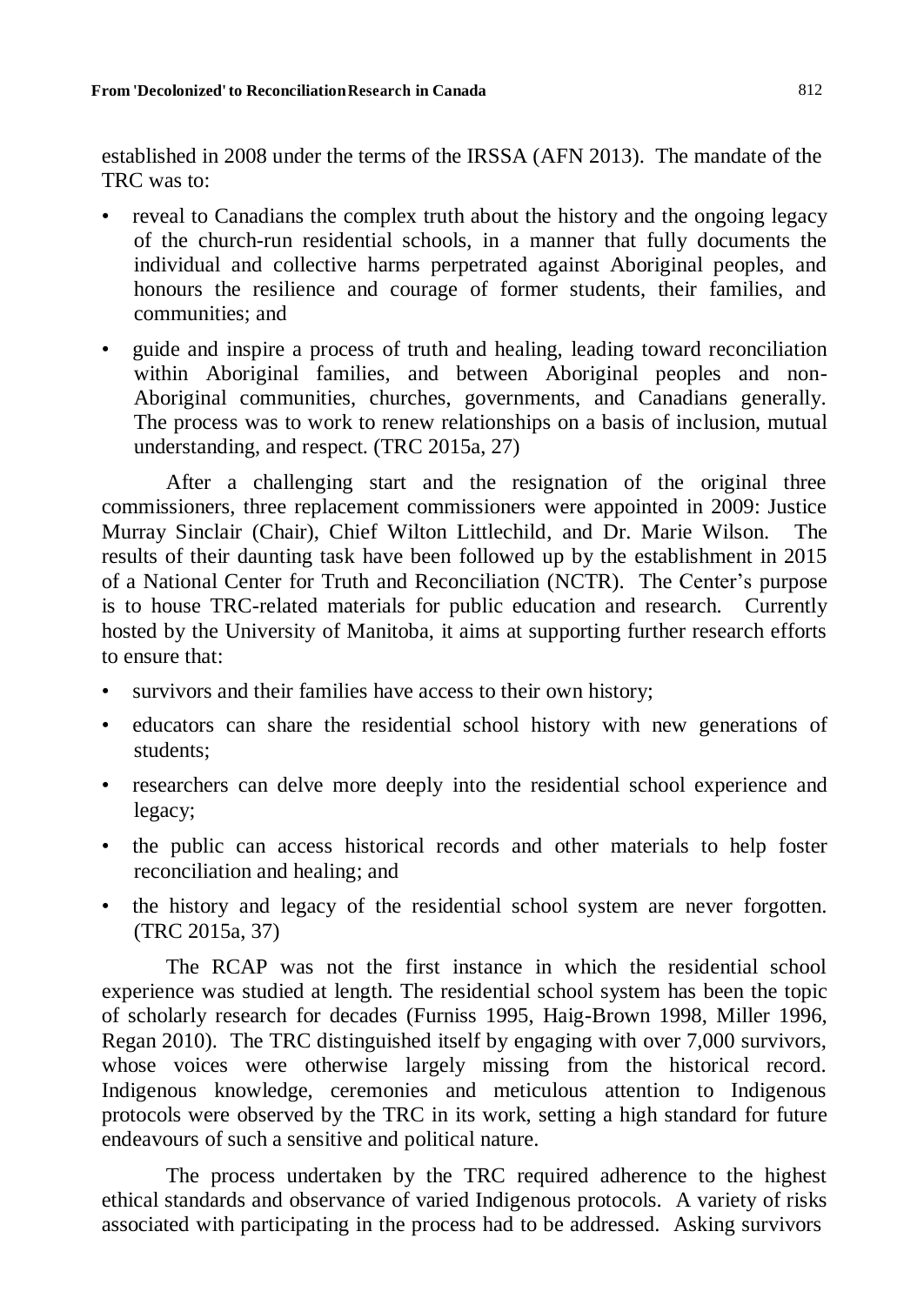established in 2008 under the terms of the IRSSA (AFN 2013). The mandate of the TRC was to:

- reveal to Canadians the complex truth about the history and the ongoing legacy of the church-run residential schools, in a manner that fully documents the individual and collective harms perpetrated against Aboriginal peoples, and honours the resilience and courage of former students, their families, and communities; and
- guide and inspire a process of truth and healing, leading toward reconciliation within Aboriginal families, and between Aboriginal peoples and non-Aboriginal communities, churches, governments, and Canadians generally. The process was to work to renew relationships on a basis of inclusion, mutual understanding, and respect. (TRC 2015a, 27)

After a challenging start and the resignation of the original three commissioners, three replacement commissioners were appointed in 2009: Justice Murray Sinclair (Chair), Chief Wilton Littlechild, and Dr. Marie Wilson. The results of their daunting task have been followed up by the establishment in 2015 of a National Center for Truth and Reconciliation (NCTR). The Center's purpose is to house TRC-related materials for public education and research. Currently hosted by the University of Manitoba, it aims at supporting further research efforts to ensure that:

- survivors and their families have access to their own history;
- educators can share the residential school history with new generations of students;
- researchers can delve more deeply into the residential school experience and legacy;
- the public can access historical records and other materials to help foster reconciliation and healing; and
- the history and legacy of the residential school system are never forgotten. (TRC 2015a, 37)

The RCAP was not the first instance in which the residential school experience was studied at length. The residential school system has been the topic of scholarly research for decades (Furniss 1995, Haig-Brown 1998, Miller 1996, Regan 2010). The TRC distinguished itself by engaging with over 7,000 survivors, whose voices were otherwise largely missing from the historical record. Indigenous knowledge, ceremonies and meticulous attention to Indigenous protocols were observed by the TRC in its work, setting a high standard for future endeavours of such a sensitive and political nature.

The process undertaken by the TRC required adherence to the highest ethical standards and observance of varied Indigenous protocols. A variety of risks associated with participating in the process had to be addressed. Asking survivors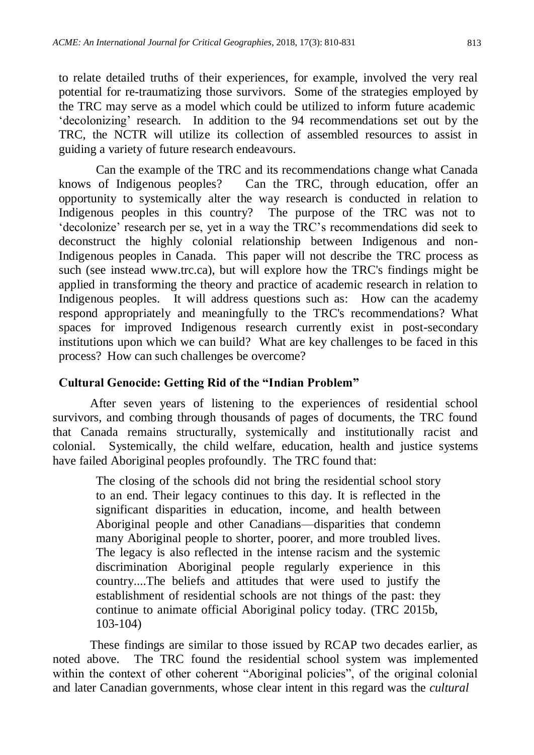to relate detailed truths of their experiences, for example, involved the very real potential for re-traumatizing those survivors. Some of the strategies employed by the TRC may serve as a model which could be utilized to inform future academic 'decolonizing' research. In addition to the 94 recommendations set out by the TRC, the NCTR will utilize its collection of assembled resources to assist in guiding a variety of future research endeavours.

Can the example of the TRC and its recommendations change what Canada knows of Indigenous peoples? Can the TRC, through education, offer an opportunity to systemically alter the way research is conducted in relation to Indigenous peoples in this country? The purpose of the TRC was not to 'decolonize' research per se, yet in a way the TRC's recommendations did seek to deconstruct the highly colonial relationship between Indigenous and non-Indigenous peoples in Canada. This paper will not describe the TRC process as such (see instead www.trc.ca), but will explore how the TRC's findings might be applied in transforming the theory and practice of academic research in relation to Indigenous peoples. It will address questions such as: How can the academy respond appropriately and meaningfully to the TRC's recommendations? What spaces for improved Indigenous research currently exist in post-secondary institutions upon which we can build? What are key challenges to be faced in this process? How can such challenges be overcome?

## Cultural Genocide: Getting Rid of the "Indian Problem"

After seven years of listening to the experiences of residential school survivors, and combing through thousands of pages of documents, the TRC found that Canada remains structurally, systemically and institutionally racist and colonial. Systemically, the child welfare, education, health and justice systems have failed Aboriginal peoples profoundly. The TRC found that:

> The closing of the schools did not bring the residential school story to an end. Their legacy continues to this day. It is reflected in the significant disparities in education, income, and health between Aboriginal people and other Canadians—disparities that condemn many Aboriginal people to shorter, poorer, and more troubled lives. The legacy is also reflected in the intense racism and the systemic discrimination Aboriginal people regularly experience in this country....The beliefs and attitudes that were used to justify the establishment of residential schools are not things of the past: they continue to animate official Aboriginal policy today. (TRC 2015b, 103-104)

These findings are similar to those issued by RCAP two decades earlier, as noted above. The TRC found the residential school system was implemented within the context of other coherent "Aboriginal policies", of the original colonial and later Canadian governments, whose clear intent in this regard was the *cultural*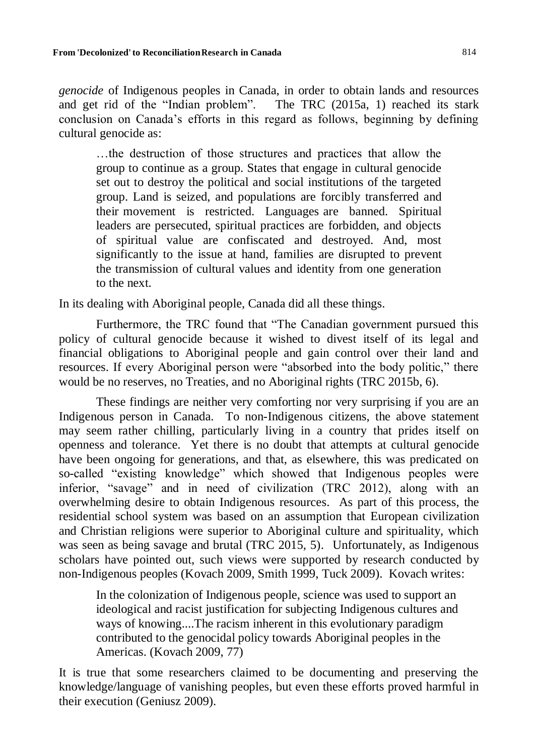*genocide* of Indigenous peoples in Canada, in order to obtain lands and resources and get rid of the "Indian problem". The TRC (2015a, 1) reached its stark conclusion on Canada's efforts in this regard as follows, beginning by defining cultural genocide as:

> …the destruction of those structures and practices that allow the group to continue as a group. States that engage in cultural genocide set out to destroy the political and social institutions of the targeted group. Land is seized, and populations are forcibly transferred and their movement is restricted. Languages are banned. Spiritual leaders are persecuted, spiritual practices are forbidden, and objects of spiritual value are confiscated and destroyed. And, most significantly to the issue at hand, families are disrupted to prevent the transmission of cultural values and identity from one generation to the next.

In its dealing with Aboriginal people, Canada did all these things.

Furthermore, the TRC found that "The Canadian government pursued this policy of cultural genocide because it wished to divest itself of its legal and financial obligations to Aboriginal people and gain control over their land and resources. If every Aboriginal person were "absorbed into the body politic," there would be no reserves, no Treaties, and no Aboriginal rights (TRC 2015b, 6).

These findings are neither very comforting nor very surprising if you are an Indigenous person in Canada. To non-Indigenous citizens, the above statement may seem rather chilling, particularly living in a country that prides itself on openness and tolerance. Yet there is no doubt that attempts at cultural genocide have been ongoing for generations, and that, as elsewhere, this was predicated on so-called "existing knowledge" which showed that Indigenous peoples were inferior, "savage" and in need of civilization (TRC 2012), along with an overwhelming desire to obtain Indigenous resources. As part of this process, the residential school system was based on an assumption that European civilization and Christian religions were superior to Aboriginal culture and spirituality, which was seen as being savage and brutal (TRC 2015, 5). Unfortunately, as Indigenous scholars have pointed out, such views were supported by research conducted by non-Indigenous peoples (Kovach 2009, Smith 1999, Tuck 2009). Kovach writes:

> In the colonization of Indigenous people, science was used to support an ideological and racist justification for subjecting Indigenous cultures and ways of knowing....The racism inherent in this evolutionary paradigm contributed to the genocidal policy towards Aboriginal peoples in the Americas. (Kovach 2009, 77)

It is true that some researchers claimed to be documenting and preserving the knowledge/language of vanishing peoples, but even these efforts proved harmful in their execution (Geniusz 2009).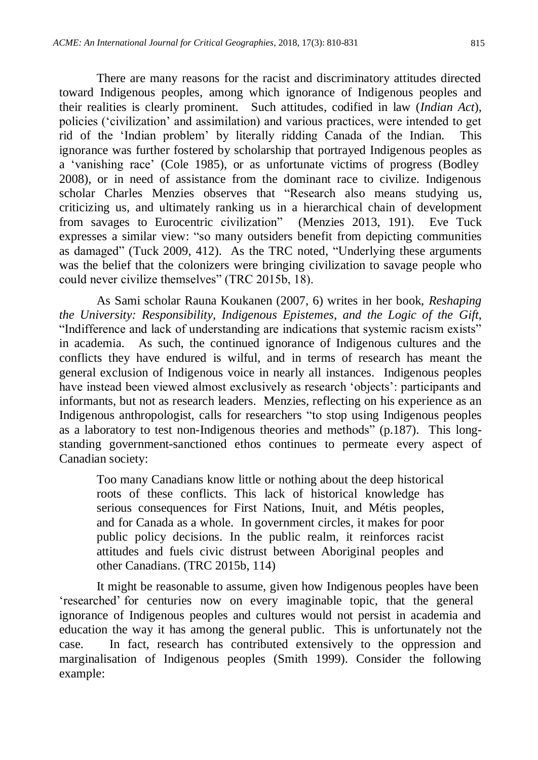There are many reasons for the racist and discriminatory attitudes directed toward Indigenous peoples, among which ignorance of Indigenous peoples and their realities is clearly prominent. Such attitudes, codified in law (*Indian Act*), policies ('civilization' and assimilation) and various practices, were intended to get rid of the 'Indian problem' by literally ridding Canada of the Indian. This ignorance was further fostered by scholarship that portrayed Indigenous peoples as a 'vanishing race' (Cole 1985), or as unfortunate victims of progress (Bodley 2008), or in need of assistance from the dominant race to civilize. Indigenous scholar Charles Menzies observes that "Research also means studying us, criticizing us, and ultimately ranking us in a hierarchical chain of development from savages to Eurocentric civilization" (Menzies 2013, 191). Eve Tuck expresses a similar view: "so many outsiders benefit from depicting communities as damaged" (Tuck 2009, 412). As the TRC noted, "Underlying these arguments was the belief that the colonizers were bringing civilization to savage people who could never civilize themselves" (TRC 2015b, 18).

As Sami scholar Rauna Koukanen (2007, 6) writes in her book, *Reshaping the University: Responsibility, Indigenous Epistemes, and the Logic of the Gift*, "Indifference and lack of understanding are indications that systemic racism exists" in academia. As such, the continued ignorance of Indigenous cultures and the conflicts they have endured is wilful, and in terms of research has meant the general exclusion of Indigenous voice in nearly all instances. Indigenous peoples have instead been viewed almost exclusively as research 'objects': participants and informants, but not as research leaders. Menzies, reflecting on his experience as an Indigenous anthropologist, calls for researchers "to stop using Indigenous peoples as a laboratory to test non-Indigenous theories and methods" (p.187). This long-standing government-sanctioned ethos continues to permeate every aspect of Canadian society:

> Too many Canadians know little or nothing about the deep historical roots of these conflicts. This lack of historical knowledge has serious consequences for First Nations, Inuit, and Métis peoples, and for Canada as a whole. In government circles, it makes for poor public policy decisions. In the public realm, it reinforces racist attitudes and fuels civic distrust between Aboriginal peoples and other Canadians. (TRC 2015b, 114)

It might be reasonable to assume, given how Indigenous peoples have been 'researched' for centuries now on every imaginable topic, that the general ignorance of Indigenous peoples and cultures would not persist in academia and education the way it has among the general public. This is unfortunately not the case. In fact, research has contributed extensively to the oppression and marginalisation of Indigenous peoples (Smith 1999). Consider the following example: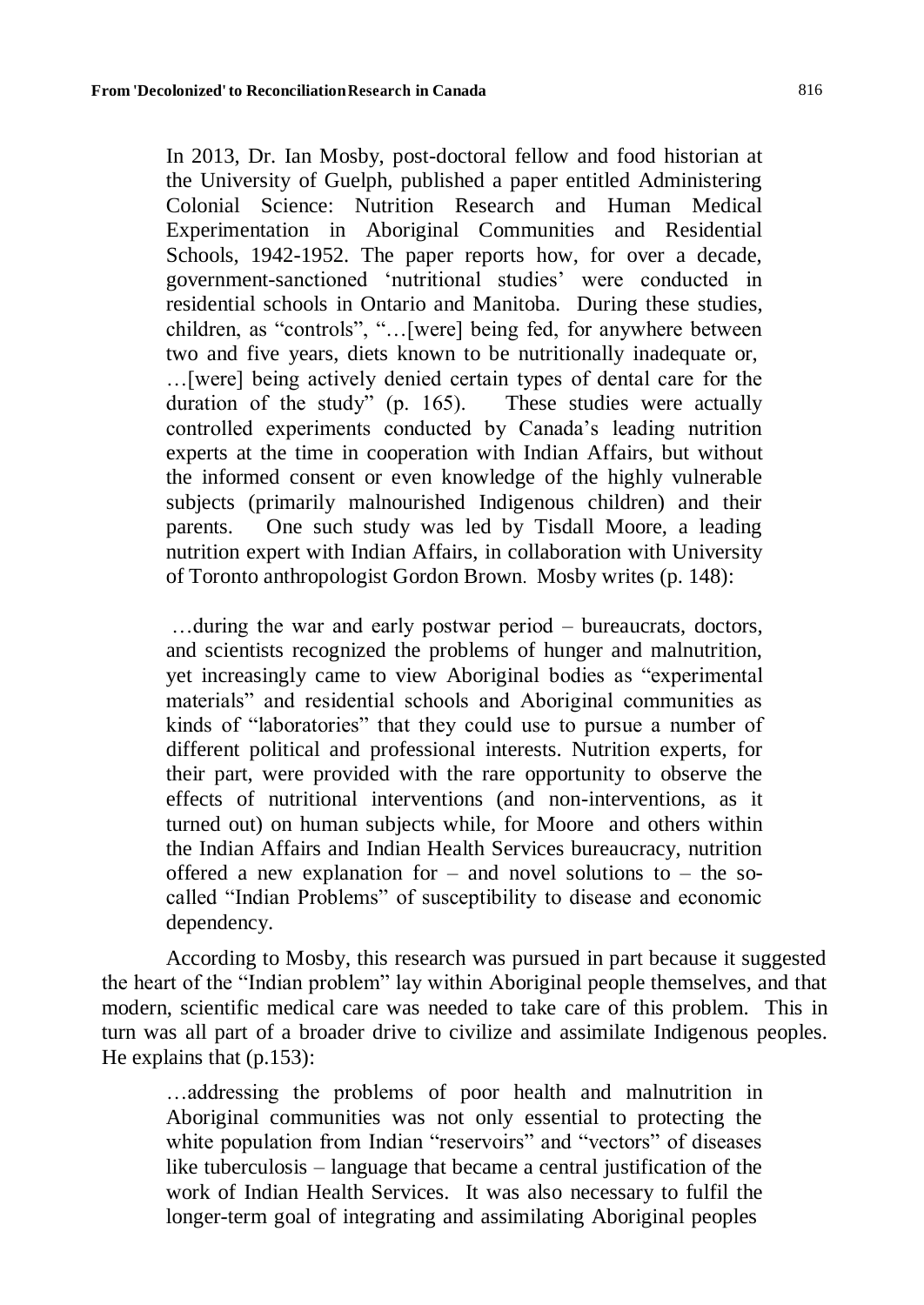In 2013, Dr. Ian Mosby, post-doctoral fellow and food historian at the University of Guelph, published a paper entitled Administering Colonial Science: Nutrition Research and Human Medical Experimentation in Aboriginal Communities and Residential Schools, 1942-1952. The paper reports how, for over a decade, government-sanctioned 'nutritional studies' were conducted in residential schools in Ontario and Manitoba. During these studies, children, as "controls", "…[were] being fed, for anywhere between two and five years, diets known to be nutritionally inadequate or, …[were] being actively denied certain types of dental care for the duration of the study" (p. 165). These studies were actually controlled experiments conducted by Canada's leading nutrition experts at the time in cooperation with Indian Affairs, but without the informed consent or even knowledge of the highly vulnerable subjects (primarily malnourished Indigenous children) and their parents. One such study was led by Tisdall Moore, a leading nutrition expert with Indian Affairs, in collaboration with University of Toronto anthropologist Gordon Brown. Mosby writes (p. 148):

> …during the war and early postwar period – bureaucrats, doctors, and scientists recognized the problems of hunger and malnutrition, yet increasingly came to view Aboriginal bodies as "experimental materials" and residential schools and Aboriginal communities as kinds of "laboratories" that they could use to pursue a number of different political and professional interests. Nutrition experts, for their part, were provided with the rare opportunity to observe the effects of nutritional interventions (and non-interventions, as it turned out) on human subjects while, for Moore and others within the Indian Affairs and Indian Health Services bureaucracy, nutrition offered a new explanation for – and novel solutions to – the so-called "Indian Problems" of susceptibility to disease and economic dependency.

According to Mosby, this research was pursued in part because it suggested the heart of the "Indian problem" lay within Aboriginal people themselves, and that modern, scientific medical care was needed to take care of this problem. This in turn was all part of a broader drive to civilize and assimilate Indigenous peoples. He explains that (p.153):

> …addressing the problems of poor health and malnutrition in Aboriginal communities was not only essential to protecting the white population from Indian "reservoirs" and "vectors" of diseases like tuberculosis – language that became a central justification of the work of Indian Health Services. It was also necessary to fulfil the longer-term goal of integrating and assimilating Aboriginal peoples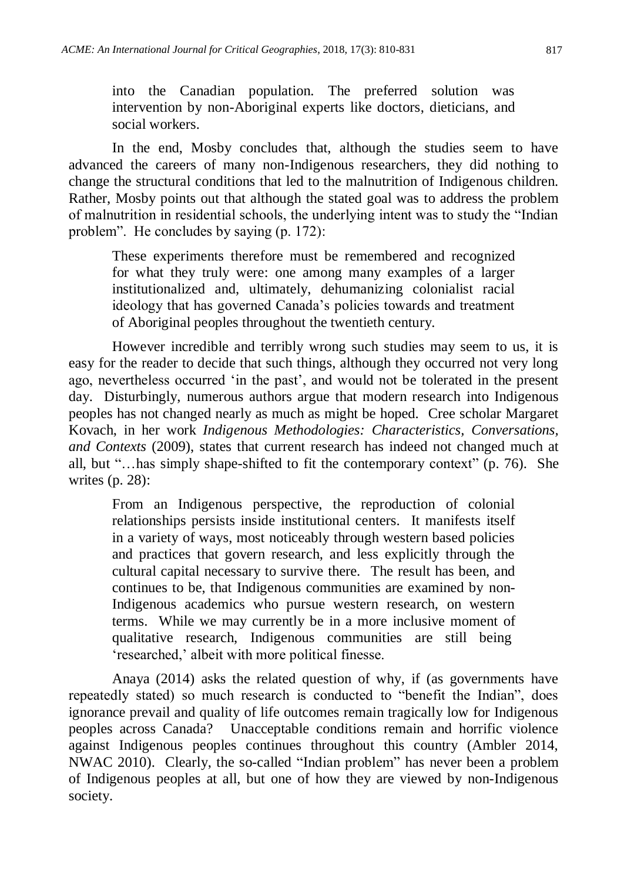> into the Canadian population. The preferred solution was intervention by non-Aboriginal experts like doctors, dieticians, and social workers.

In the end, Mosby concludes that, although the studies seem to have advanced the careers of many non-Indigenous researchers, they did nothing to change the structural conditions that led to the malnutrition of Indigenous children. Rather, Mosby points out that although the stated goal was to address the problem of malnutrition in residential schools, the underlying intent was to study the "Indian problem". He concludes by saying (p. 172):

> These experiments therefore must be remembered and recognized for what they truly were: one among many examples of a larger institutionalized and, ultimately, dehumanizing colonialist racial ideology that has governed Canada's policies towards and treatment of Aboriginal peoples throughout the twentieth century.

However incredible and terribly wrong such studies may seem to us, it is easy for the reader to decide that such things, although they occurred not very long ago, nevertheless occurred 'in the past', and would not be tolerated in the present day. Disturbingly, numerous authors argue that modern research into Indigenous peoples has not changed nearly as much as might be hoped. Cree scholar Margaret Kovach, in her work *Indigenous Methodologies: Characteristics, Conversations, and Contexts* (2009), states that current research has indeed not changed much at all, but "…has simply shape-shifted to fit the contemporary context" (p. 76). She writes (p. 28):

> From an Indigenous perspective, the reproduction of colonial relationships persists inside institutional centers. It manifests itself in a variety of ways, most noticeably through western based policies and practices that govern research, and less explicitly through the cultural capital necessary to survive there. The result has been, and continues to be, that Indigenous communities are examined by non-Indigenous academics who pursue western research, on western terms. While we may currently be in a more inclusive moment of qualitative research, Indigenous communities are still being 'researched,' albeit with more political finesse.

Anaya (2014) asks the related question of why, if (as governments have repeatedly stated) so much research is conducted to "benefit the Indian", does ignorance prevail and quality of life outcomes remain tragically low for Indigenous peoples across Canada? Unacceptable conditions remain and horrific violence against Indigenous peoples continues throughout this country (Ambler 2014, NWAC 2010). Clearly, the so-called "Indian problem" has never been a problem of Indigenous peoples at all, but one of how they are viewed by non-Indigenous society.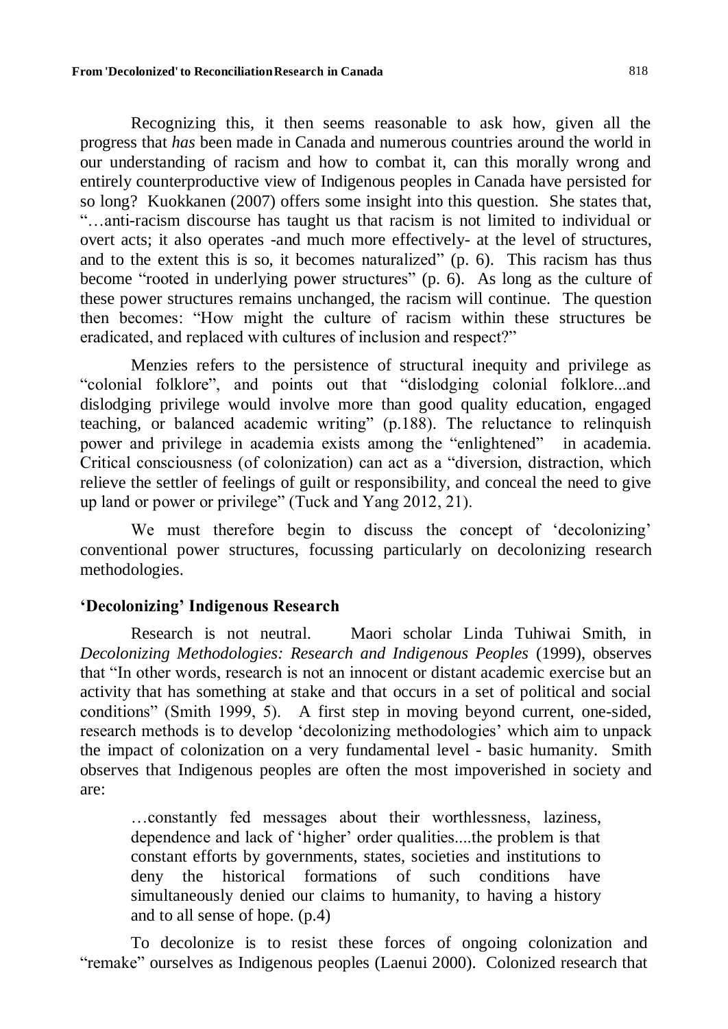Recognizing this, it then seems reasonable to ask how, given all the progress that *has* been made in Canada and numerous countries around the world in our understanding of racism and how to combat it, can this morally wrong and entirely counterproductive view of Indigenous peoples in Canada have persisted for so long? Kuokkanen (2007) offers some insight into this question. She states that, "…anti-racism discourse has taught us that racism is not limited to individual or overt acts; it also operates -and much more effectively- at the level of structures, and to the extent this is so, it becomes naturalized" (p. 6). This racism has thus become "rooted in underlying power structures" (p. 6). As long as the culture of these power structures remains unchanged, the racism will continue. The question then becomes: "How might the culture of racism within these structures be eradicated, and replaced with cultures of inclusion and respect?"

Menzies refers to the persistence of structural inequity and privilege as "colonial folklore", and points out that "dislodging colonial folklore...and dislodging privilege would involve more than good quality education, engaged teaching, or balanced academic writing" (p.188). The reluctance to relinquish power and privilege in academia exists among the "enlightened" in academia. Critical consciousness (of colonization) can act as a "diversion, distraction, which relieve the settler of feelings of guilt or responsibility, and conceal the need to give up land or power or privilege" (Tuck and Yang 2012, 21).

We must therefore begin to discuss the concept of 'decolonizing' conventional power structures, focussing particularly on decolonizing research methodologies.

## 'Decolonizing' Indigenous Research

Research is not neutral. Maori scholar Linda Tuhiwai Smith, in *Decolonizing Methodologies: Research and Indigenous Peoples* (1999), observes that "In other words, research is not an innocent or distant academic exercise but an activity that has something at stake and that occurs in a set of political and social conditions" (Smith 1999, 5). A first step in moving beyond current, one-sided, research methods is to develop 'decolonizing methodologies' which aim to unpack the impact of colonization on a very fundamental level - basic humanity. Smith observes that Indigenous peoples are often the most impoverished in society and are:

> …constantly fed messages about their worthlessness, laziness, dependence and lack of 'higher' order qualities....the problem is that constant efforts by governments, states, societies and institutions to deny the historical formations of such conditions have simultaneously denied our claims to humanity, to having a history and to all sense of hope. (p.4)

To decolonize is to resist these forces of ongoing colonization and "remake" ourselves as Indigenous peoples (Laenui 2000). Colonized research that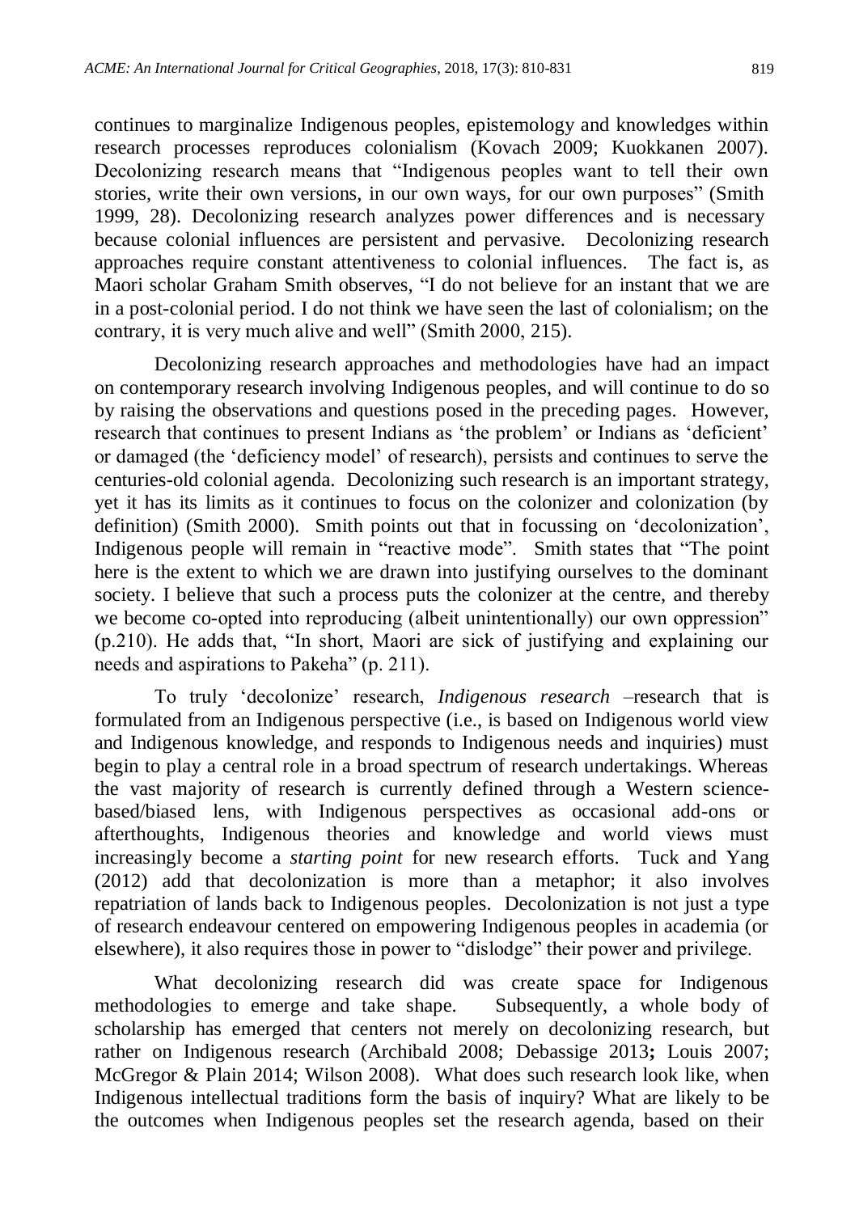continues to marginalize Indigenous peoples, epistemology and knowledges within research processes reproduces colonialism (Kovach 2009; Kuokkanen 2007). Decolonizing research means that "Indigenous peoples want to tell their own stories, write their own versions, in our own ways, for our own purposes" (Smith 1999, 28). Decolonizing research analyzes power differences and is necessary because colonial influences are persistent and pervasive. Decolonizing research approaches require constant attentiveness to colonial influences. The fact is, as Maori scholar Graham Smith observes, "I do not believe for an instant that we are in a post-colonial period. I do not think we have seen the last of colonialism; on the contrary, it is very much alive and well" (Smith 2000, 215).

Decolonizing research approaches and methodologies have had an impact on contemporary research involving Indigenous peoples, and will continue to do so by raising the observations and questions posed in the preceding pages. However, research that continues to present Indians as 'the problem' or Indians as 'deficient' or damaged (the 'deficiency model' of research), persists and continues to serve the centuries-old colonial agenda. Decolonizing such research is an important strategy, yet it has its limits as it continues to focus on the colonizer and colonization (by definition) (Smith 2000). Smith points out that in focussing on 'decolonization', Indigenous people will remain in "reactive mode". Smith states that "The point here is the extent to which we are drawn into justifying ourselves to the dominant society. I believe that such a process puts the colonizer at the centre, and thereby we become co-opted into reproducing (albeit unintentionally) our own oppression" (p.210). He adds that, "In short, Maori are sick of justifying and explaining our needs and aspirations to Pakeha" (p. 211).

To truly 'decolonize' research, *Indigenous research* –research that is formulated from an Indigenous perspective (i.e., is based on Indigenous world view and Indigenous knowledge, and responds to Indigenous needs and inquiries) must begin to play a central role in a broad spectrum of research undertakings. Whereas the vast majority of research is currently defined through a Western science-based/biased lens, with Indigenous perspectives as occasional add-ons or afterthoughts, Indigenous theories and knowledge and world views must increasingly become a *starting point* for new research efforts. Tuck and Yang (2012) add that decolonization is more than a metaphor; it also involves repatriation of lands back to Indigenous peoples. Decolonization is not just a type of research endeavour centered on empowering Indigenous peoples in academia (or elsewhere), it also requires those in power to "dislodge" their power and privilege.

What decolonizing research did was create space for Indigenous methodologies to emerge and take shape. Subsequently, a whole body of scholarship has emerged that centers not merely on decolonizing research, but rather on Indigenous research (Archibald 2008; Debassige 2013**;** Louis 2007; McGregor & Plain 2014; Wilson 2008). What does such research look like, when Indigenous intellectual traditions form the basis of inquiry? What are likely to be the outcomes when Indigenous peoples set the research agenda, based on their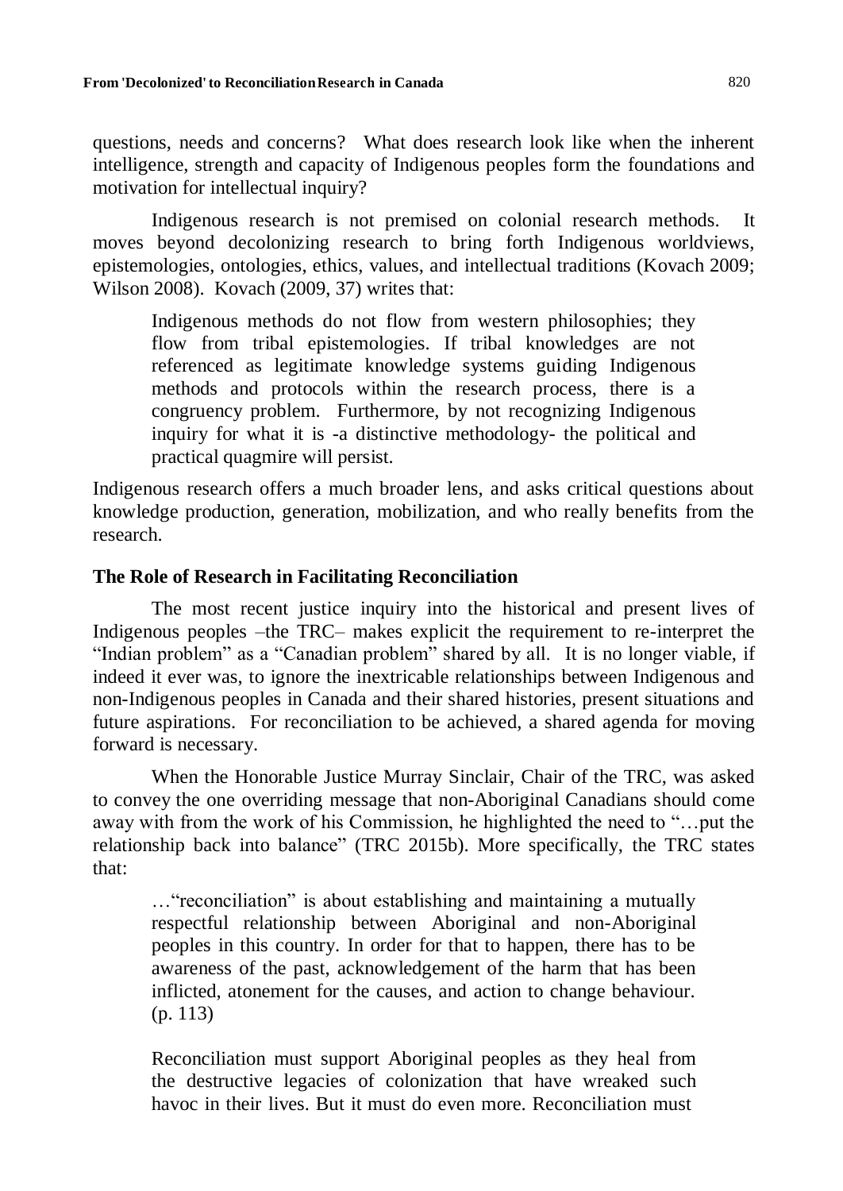questions, needs and concerns? What does research look like when the inherent intelligence, strength and capacity of Indigenous peoples form the foundations and motivation for intellectual inquiry?

Indigenous research is not premised on colonial research methods. It moves beyond decolonizing research to bring forth Indigenous worldviews, epistemologies, ontologies, ethics, values, and intellectual traditions (Kovach 2009; Wilson 2008). Kovach (2009, 37) writes that:

> Indigenous methods do not flow from western philosophies; they flow from tribal epistemologies. If tribal knowledges are not referenced as legitimate knowledge systems guiding Indigenous methods and protocols within the research process, there is a congruency problem. Furthermore, by not recognizing Indigenous inquiry for what it is -a distinctive methodology- the political and practical quagmire will persist.

Indigenous research offers a much broader lens, and asks critical questions about knowledge production, generation, mobilization, and who really benefits from the research.

## The Role of Research in Facilitating Reconciliation

The most recent justice inquiry into the historical and present lives of Indigenous peoples –the TRC– makes explicit the requirement to re-interpret the "Indian problem" as a "Canadian problem" shared by all. It is no longer viable, if indeed it ever was, to ignore the inextricable relationships between Indigenous and non-Indigenous peoples in Canada and their shared histories, present situations and future aspirations. For reconciliation to be achieved, a shared agenda for moving forward is necessary.

When the Honorable Justice Murray Sinclair, Chair of the TRC, was asked to convey the one overriding message that non-Aboriginal Canadians should come away with from the work of his Commission, he highlighted the need to "…put the relationship back into balance" (TRC 2015b). More specifically, the TRC states that:

> …"reconciliation" is about establishing and maintaining a mutually respectful relationship between Aboriginal and non-Aboriginal peoples in this country. In order for that to happen, there has to be awareness of the past, acknowledgement of the harm that has been inflicted, atonement for the causes, and action to change behaviour. (p. 113)
>
> Reconciliation must support Aboriginal peoples as they heal from the destructive legacies of colonization that have wreaked such havoc in their lives. But it must do even more. Reconciliation must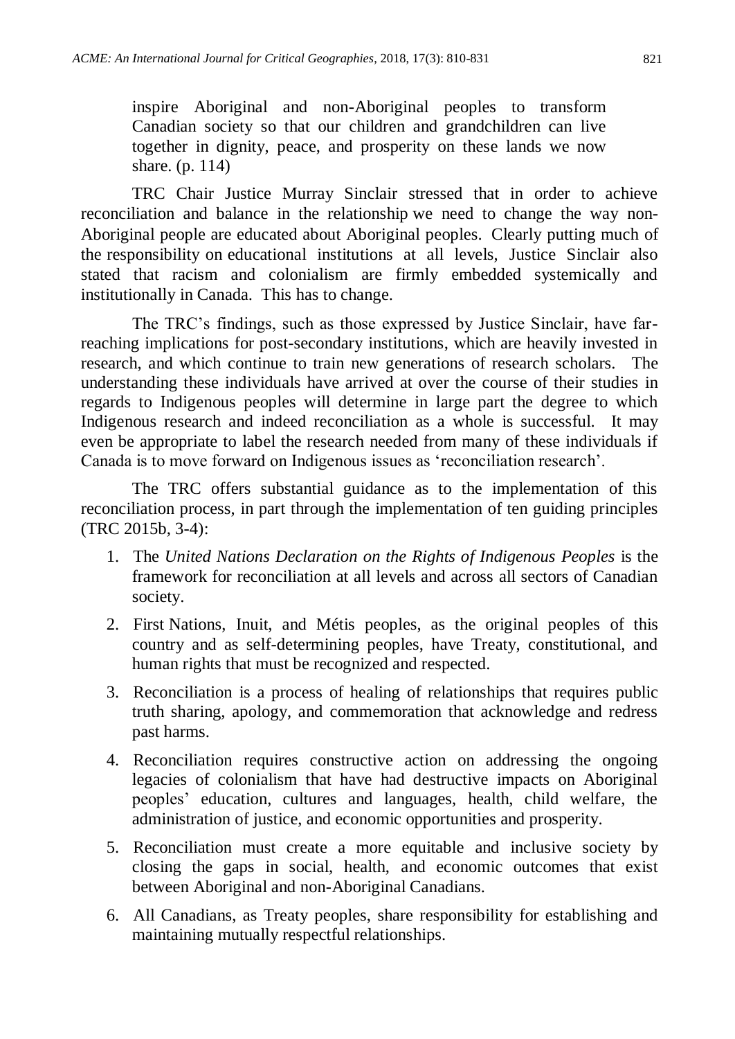> inspire Aboriginal and non-Aboriginal peoples to transform Canadian society so that our children and grandchildren can live together in dignity, peace, and prosperity on these lands we now share. (p. 114)

TRC Chair Justice Murray Sinclair stressed that in order to achieve reconciliation and balance in the relationship we need to change the way non-Aboriginal people are educated about Aboriginal peoples. Clearly putting much of the responsibility on educational institutions at all levels, Justice Sinclair also stated that racism and colonialism are firmly embedded systemically and institutionally in Canada. This has to change.

The TRC's findings, such as those expressed by Justice Sinclair, have far-reaching implications for post-secondary institutions, which are heavily invested in research, and which continue to train new generations of research scholars. The understanding these individuals have arrived at over the course of their studies in regards to Indigenous peoples will determine in large part the degree to which Indigenous research and indeed reconciliation as a whole is successful. It may even be appropriate to label the research needed from many of these individuals if Canada is to move forward on Indigenous issues as 'reconciliation research'.

The TRC offers substantial guidance as to the implementation of this reconciliation process, in part through the implementation of ten guiding principles (TRC 2015b, 3-4):

1. The *United Nations Declaration on the Rights of Indigenous Peoples* is the framework for reconciliation at all levels and across all sectors of Canadian society.
2. First Nations, Inuit, and Métis peoples, as the original peoples of this country and as self-determining peoples, have Treaty, constitutional, and human rights that must be recognized and respected.
3. Reconciliation is a process of healing of relationships that requires public truth sharing, apology, and commemoration that acknowledge and redress past harms.
4. Reconciliation requires constructive action on addressing the ongoing legacies of colonialism that have had destructive impacts on Aboriginal peoples' education, cultures and languages, health, child welfare, the administration of justice, and economic opportunities and prosperity.
5. Reconciliation must create a more equitable and inclusive society by closing the gaps in social, health, and economic outcomes that exist between Aboriginal and non-Aboriginal Canadians.
6. All Canadians, as Treaty peoples, share responsibility for establishing and maintaining mutually respectful relationships.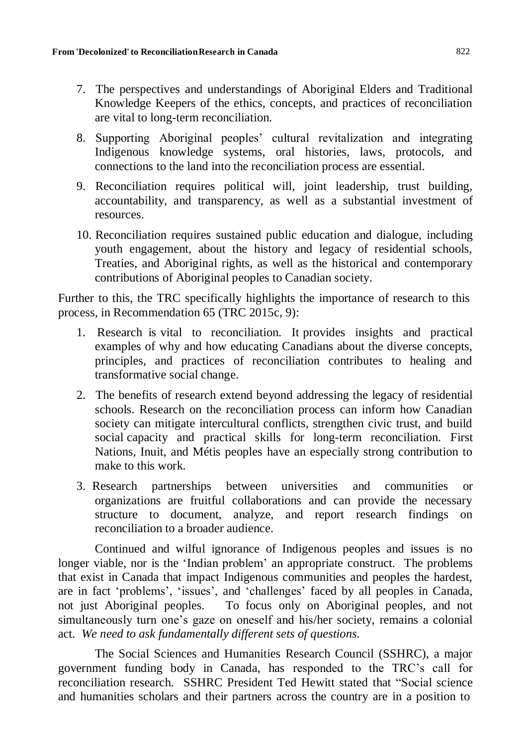7. The perspectives and understandings of Aboriginal Elders and Traditional Knowledge Keepers of the ethics, concepts, and practices of reconciliation are vital to long-term reconciliation.
8. Supporting Aboriginal peoples' cultural revitalization and integrating Indigenous knowledge systems, oral histories, laws, protocols, and connections to the land into the reconciliation process are essential.
9. Reconciliation requires political will, joint leadership, trust building, accountability, and transparency, as well as a substantial investment of resources.
10. Reconciliation requires sustained public education and dialogue, including youth engagement, about the history and legacy of residential schools, Treaties, and Aboriginal rights, as well as the historical and contemporary contributions of Aboriginal peoples to Canadian society.

Further to this, the TRC specifically highlights the importance of research to this process, in Recommendation 65 (TRC 2015c, 9):

1. Research is vital to reconciliation. It provides insights and practical examples of why and how educating Canadians about the diverse concepts, principles, and practices of reconciliation contributes to healing and transformative social change.
2. The benefits of research extend beyond addressing the legacy of residential schools. Research on the reconciliation process can inform how Canadian society can mitigate intercultural conflicts, strengthen civic trust, and build social capacity and practical skills for long-term reconciliation. First Nations, Inuit, and Métis peoples have an especially strong contribution to make to this work.
3. Research partnerships between universities and communities or organizations are fruitful collaborations and can provide the necessary structure to document, analyze, and report research findings on reconciliation to a broader audience.

Continued and wilful ignorance of Indigenous peoples and issues is no longer viable, nor is the 'Indian problem' an appropriate construct. The problems that exist in Canada that impact Indigenous communities and peoples the hardest, are in fact 'problems', 'issues', and 'challenges' faced by all peoples in Canada, not just Aboriginal peoples. To focus only on Aboriginal peoples, and not simultaneously turn one's gaze on oneself and his/her society, remains a colonial act. *We need to ask fundamentally different sets of questions.*

The Social Sciences and Humanities Research Council (SSHRC), a major government funding body in Canada, has responded to the TRC's call for reconciliation research. SSHRC President Ted Hewitt stated that "Social science and humanities scholars and their partners across the country are in a position to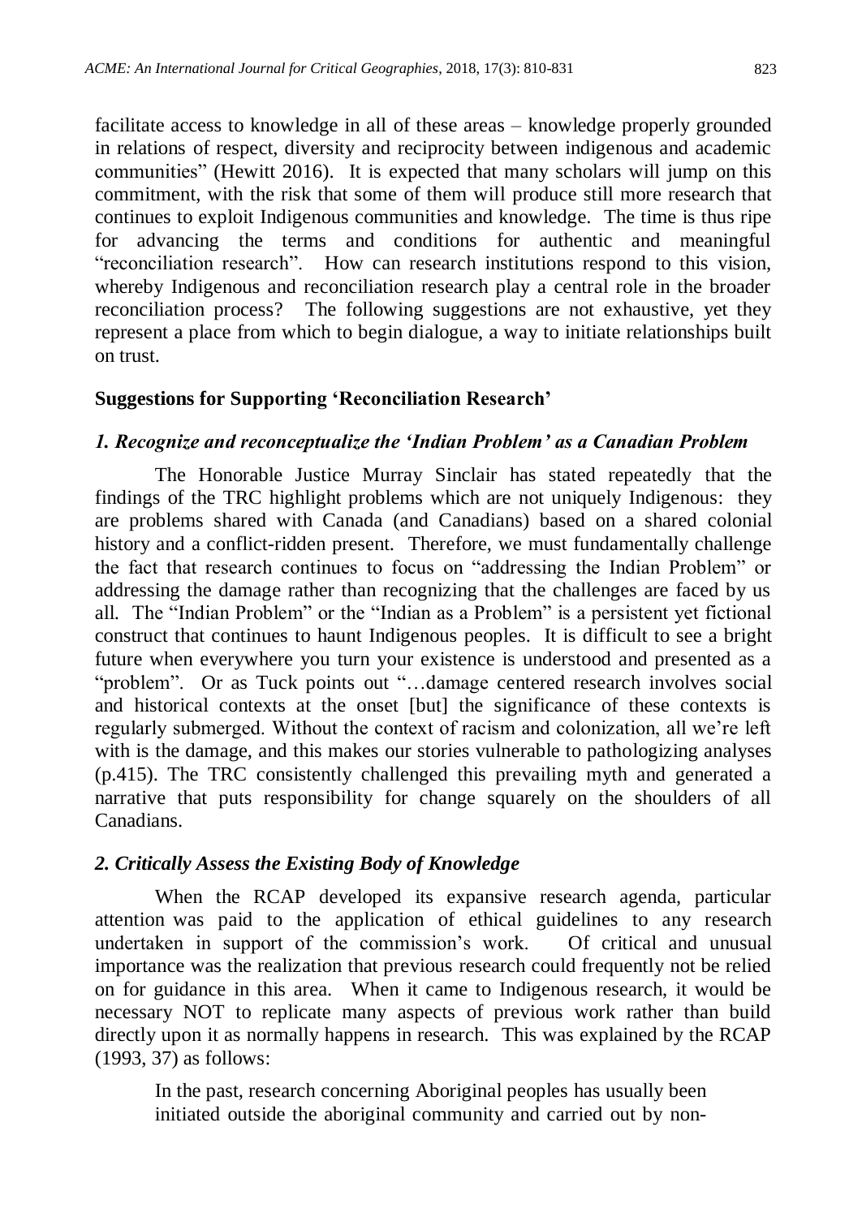facilitate access to knowledge in all of these areas – knowledge properly grounded in relations of respect, diversity and reciprocity between indigenous and academic communities" (Hewitt 2016). It is expected that many scholars will jump on this commitment, with the risk that some of them will produce still more research that continues to exploit Indigenous communities and knowledge. The time is thus ripe for advancing the terms and conditions for authentic and meaningful "reconciliation research". How can research institutions respond to this vision, whereby Indigenous and reconciliation research play a central role in the broader reconciliation process? The following suggestions are not exhaustive, yet they represent a place from which to begin dialogue, a way to initiate relationships built on trust.

## Suggestions for Supporting 'Reconciliation Research'

### *1. Recognize and reconceptualize the 'Indian Problem' as a Canadian Problem*

The Honorable Justice Murray Sinclair has stated repeatedly that the findings of the TRC highlight problems which are not uniquely Indigenous: they are problems shared with Canada (and Canadians) based on a shared colonial history and a conflict-ridden present. Therefore, we must fundamentally challenge the fact that research continues to focus on "addressing the Indian Problem" or addressing the damage rather than recognizing that the challenges are faced by us all. The "Indian Problem" or the "Indian as a Problem" is a persistent yet fictional construct that continues to haunt Indigenous peoples. It is difficult to see a bright future when everywhere you turn your existence is understood and presented as a "problem". Or as Tuck points out "…damage centered research involves social and historical contexts at the onset [but] the significance of these contexts is regularly submerged. Without the context of racism and colonization, all we're left with is the damage, and this makes our stories vulnerable to pathologizing analyses (p.415). The TRC consistently challenged this prevailing myth and generated a narrative that puts responsibility for change squarely on the shoulders of all Canadians.

### *2. Critically Assess the Existing Body of Knowledge*

When the RCAP developed its expansive research agenda, particular attention was paid to the application of ethical guidelines to any research undertaken in support of the commission's work. Of critical and unusual importance was the realization that previous research could frequently not be relied on for guidance in this area. When it came to Indigenous research, it would be necessary NOT to replicate many aspects of previous work rather than build directly upon it as normally happens in research. This was explained by the RCAP (1993, 37) as follows:

> In the past, research concerning Aboriginal peoples has usually been initiated outside the aboriginal community and carried out by non-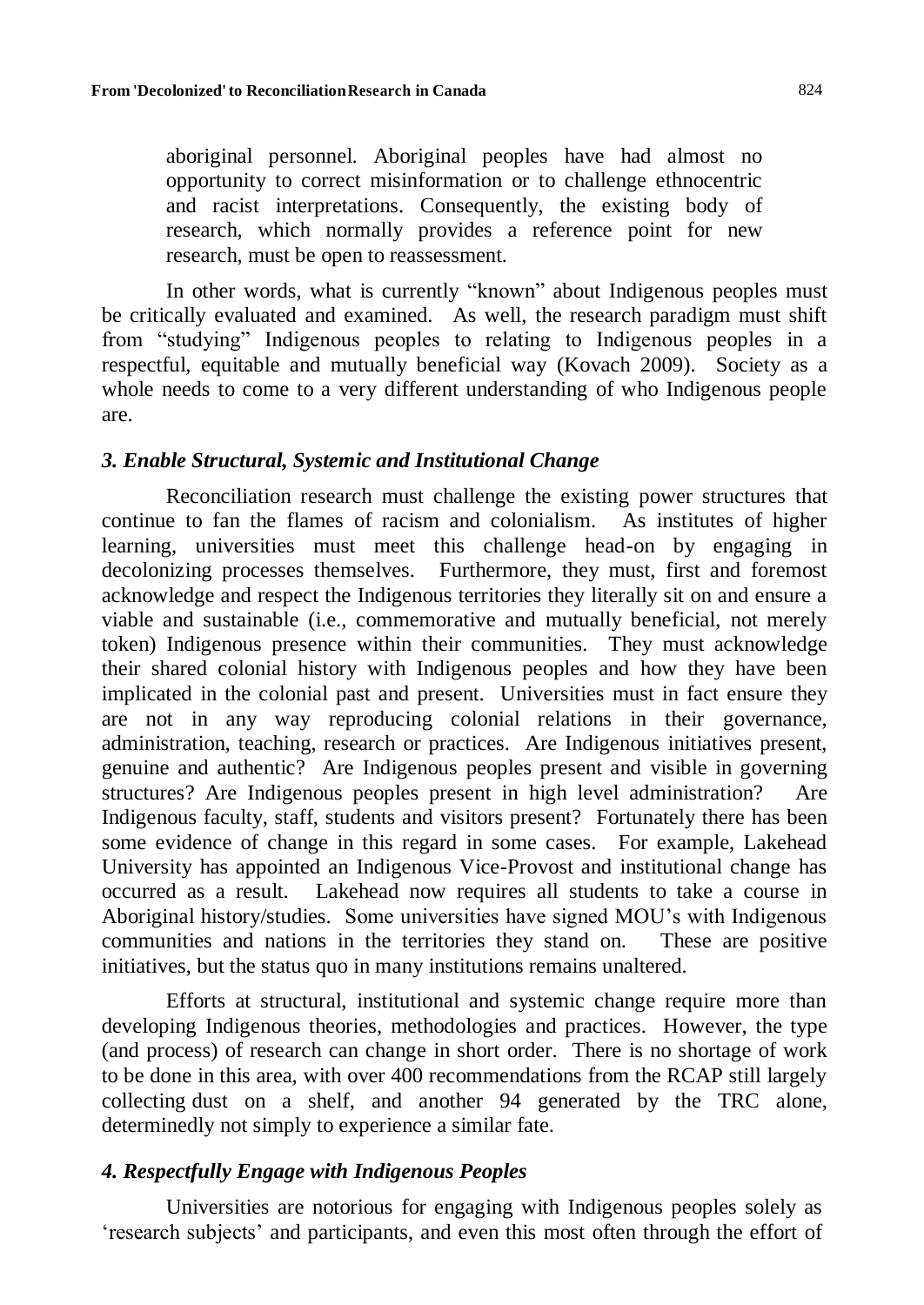> aboriginal personnel. Aboriginal peoples have had almost no opportunity to correct misinformation or to challenge ethnocentric and racist interpretations. Consequently, the existing body of research, which normally provides a reference point for new research, must be open to reassessment.

In other words, what is currently "known" about Indigenous peoples must be critically evaluated and examined. As well, the research paradigm must shift from "studying" Indigenous peoples to relating to Indigenous peoples in a respectful, equitable and mutually beneficial way (Kovach 2009). Society as a whole needs to come to a very different understanding of who Indigenous people are.

### *3. Enable Structural, Systemic and Institutional Change*

Reconciliation research must challenge the existing power structures that continue to fan the flames of racism and colonialism. As institutes of higher learning, universities must meet this challenge head-on by engaging in decolonizing processes themselves. Furthermore, they must, first and foremost acknowledge and respect the Indigenous territories they literally sit on and ensure a viable and sustainable (i.e., commemorative and mutually beneficial, not merely token) Indigenous presence within their communities. They must acknowledge their shared colonial history with Indigenous peoples and how they have been implicated in the colonial past and present. Universities must in fact ensure they are not in any way reproducing colonial relations in their governance, administration, teaching, research or practices. Are Indigenous initiatives present, genuine and authentic? Are Indigenous peoples present and visible in governing structures? Are Indigenous peoples present in high level administration? Are Indigenous faculty, staff, students and visitors present? Fortunately there has been some evidence of change in this regard in some cases. For example, Lakehead University has appointed an Indigenous Vice-Provost and institutional change has occurred as a result. Lakehead now requires all students to take a course in Aboriginal history/studies. Some universities have signed MOU's with Indigenous communities and nations in the territories they stand on. These are positive initiatives, but the status quo in many institutions remains unaltered.

Efforts at structural, institutional and systemic change require more than developing Indigenous theories, methodologies and practices. However, the type (and process) of research can change in short order. There is no shortage of work to be done in this area, with over 400 recommendations from the RCAP still largely collecting dust on a shelf, and another 94 generated by the TRC alone, determinedly not simply to experience a similar fate.

### *4. Respectfully Engage with Indigenous Peoples*

Universities are notorious for engaging with Indigenous peoples solely as 'research subjects' and participants, and even this most often through the effort of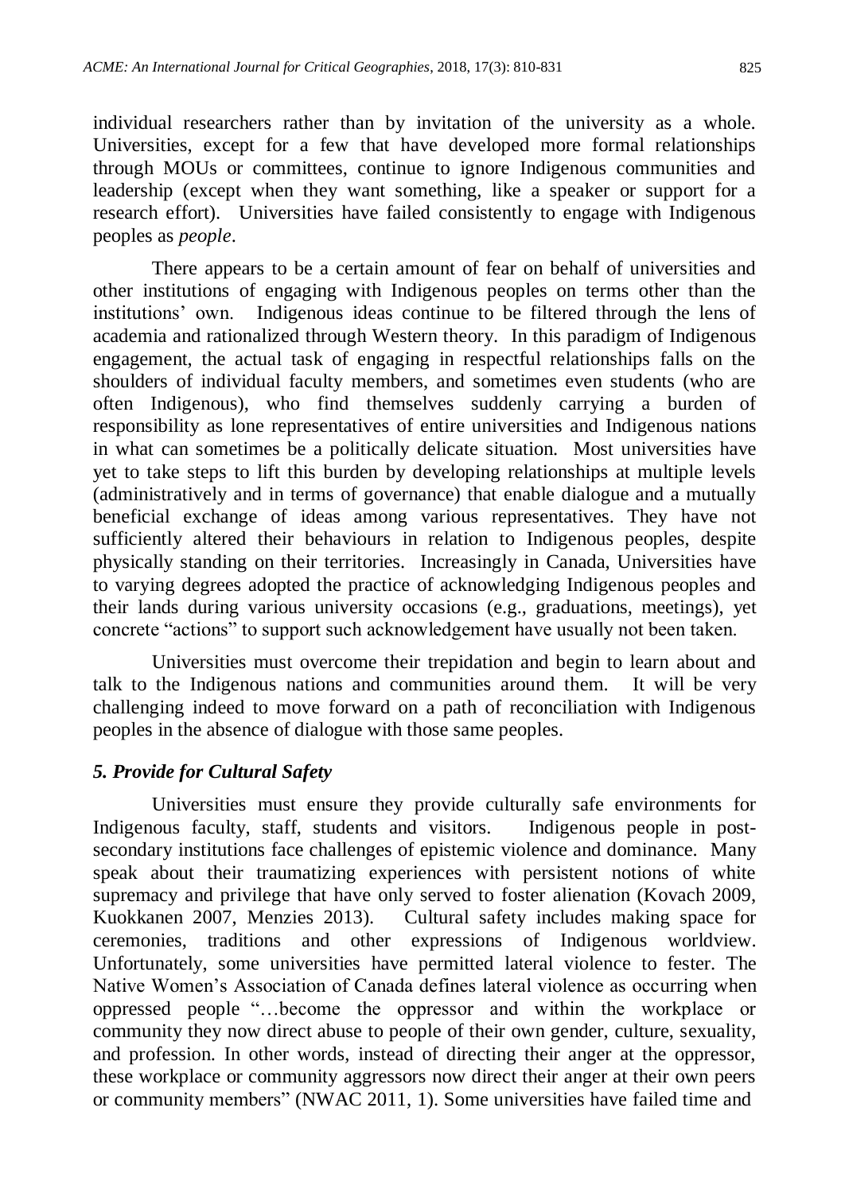individual researchers rather than by invitation of the university as a whole. Universities, except for a few that have developed more formal relationships through MOUs or committees, continue to ignore Indigenous communities and leadership (except when they want something, like a speaker or support for a research effort). Universities have failed consistently to engage with Indigenous peoples as *people*.

There appears to be a certain amount of fear on behalf of universities and other institutions of engaging with Indigenous peoples on terms other than the institutions' own. Indigenous ideas continue to be filtered through the lens of academia and rationalized through Western theory. In this paradigm of Indigenous engagement, the actual task of engaging in respectful relationships falls on the shoulders of individual faculty members, and sometimes even students (who are often Indigenous), who find themselves suddenly carrying a burden of responsibility as lone representatives of entire universities and Indigenous nations in what can sometimes be a politically delicate situation. Most universities have yet to take steps to lift this burden by developing relationships at multiple levels (administratively and in terms of governance) that enable dialogue and a mutually beneficial exchange of ideas among various representatives. They have not sufficiently altered their behaviours in relation to Indigenous peoples, despite physically standing on their territories. Increasingly in Canada, Universities have to varying degrees adopted the practice of acknowledging Indigenous peoples and their lands during various university occasions (e.g., graduations, meetings), yet concrete "actions" to support such acknowledgement have usually not been taken.

Universities must overcome their trepidation and begin to learn about and talk to the Indigenous nations and communities around them. It will be very challenging indeed to move forward on a path of reconciliation with Indigenous peoples in the absence of dialogue with those same peoples.

### *5. Provide for Cultural Safety*

Universities must ensure they provide culturally safe environments for Indigenous faculty, staff, students and visitors. Indigenous people in post-secondary institutions face challenges of epistemic violence and dominance. Many speak about their traumatizing experiences with persistent notions of white supremacy and privilege that have only served to foster alienation (Kovach 2009, Kuokkanen 2007, Menzies 2013). Cultural safety includes making space for ceremonies, traditions and other expressions of Indigenous worldview. Unfortunately, some universities have permitted lateral violence to fester. The Native Women's Association of Canada defines lateral violence as occurring when oppressed people "…become the oppressor and within the workplace or community they now direct abuse to people of their own gender, culture, sexuality, and profession. In other words, instead of directing their anger at the oppressor, these workplace or community aggressors now direct their anger at their own peers or community members" (NWAC 2011, 1). Some universities have failed time and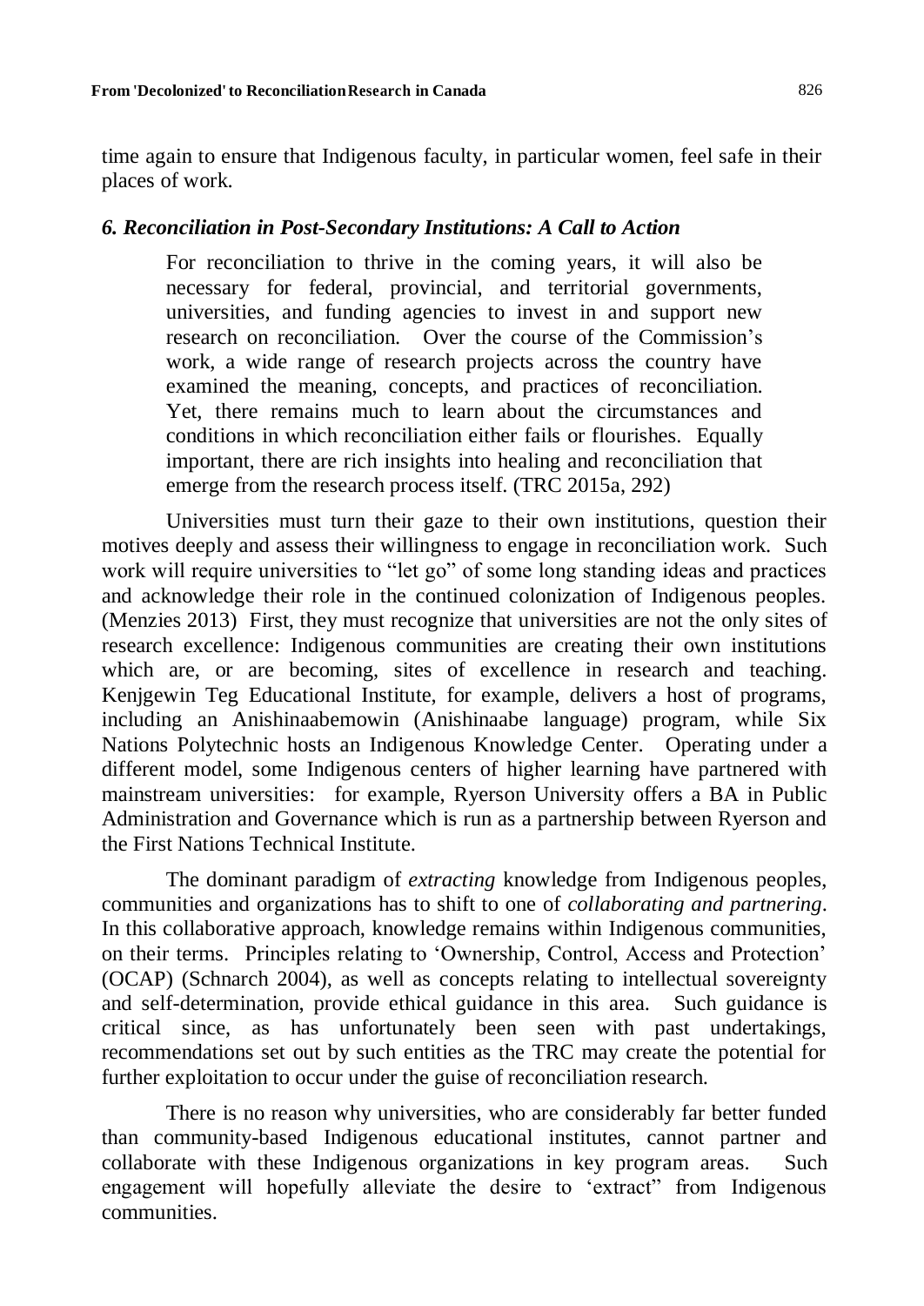time again to ensure that Indigenous faculty, in particular women, feel safe in their places of work.

### *6. Reconciliation in Post-Secondary Institutions: A Call to Action*

> For reconciliation to thrive in the coming years, it will also be necessary for federal, provincial, and territorial governments, universities, and funding agencies to invest in and support new research on reconciliation. Over the course of the Commission's work, a wide range of research projects across the country have examined the meaning, concepts, and practices of reconciliation. Yet, there remains much to learn about the circumstances and conditions in which reconciliation either fails or flourishes. Equally important, there are rich insights into healing and reconciliation that emerge from the research process itself. (TRC 2015a, 292)

Universities must turn their gaze to their own institutions, question their motives deeply and assess their willingness to engage in reconciliation work. Such work will require universities to "let go" of some long standing ideas and practices and acknowledge their role in the continued colonization of Indigenous peoples. (Menzies 2013) First, they must recognize that universities are not the only sites of research excellence: Indigenous communities are creating their own institutions which are, or are becoming, sites of excellence in research and teaching. Kenjgewin Teg Educational Institute, for example, delivers a host of programs, including an Anishinaabemowin (Anishinaabe language) program, while Six Nations Polytechnic hosts an Indigenous Knowledge Center. Operating under a different model, some Indigenous centers of higher learning have partnered with mainstream universities: for example, Ryerson University offers a BA in Public Administration and Governance which is run as a partnership between Ryerson and the First Nations Technical Institute.

The dominant paradigm of *extracting* knowledge from Indigenous peoples, communities and organizations has to shift to one of *collaborating and partnering*. In this collaborative approach, knowledge remains within Indigenous communities, on their terms. Principles relating to 'Ownership, Control, Access and Protection' (OCAP) (Schnarch 2004), as well as concepts relating to intellectual sovereignty and self-determination, provide ethical guidance in this area. Such guidance is critical since, as has unfortunately been seen with past undertakings, recommendations set out by such entities as the TRC may create the potential for further exploitation to occur under the guise of reconciliation research.

There is no reason why universities, who are considerably far better funded than community-based Indigenous educational institutes, cannot partner and collaborate with these Indigenous organizations in key program areas. Such engagement will hopefully alleviate the desire to 'extract" from Indigenous communities.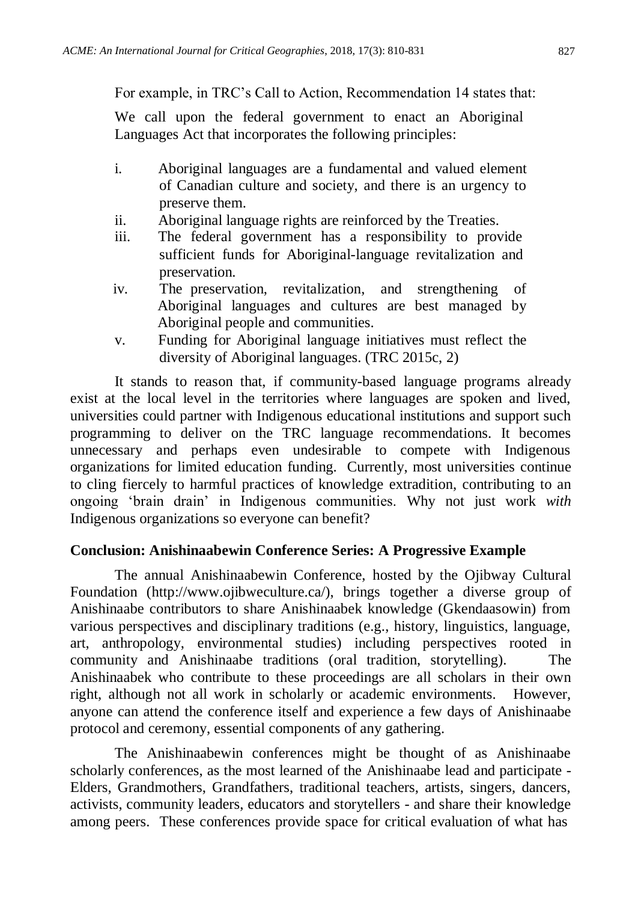For example, in TRC's Call to Action, Recommendation 14 states that:

> We call upon the federal government to enact an Aboriginal Languages Act that incorporates the following principles:
>
> i. Aboriginal languages are a fundamental and valued element of Canadian culture and society, and there is an urgency to preserve them.
> ii. Aboriginal language rights are reinforced by the Treaties.
> iii. The federal government has a responsibility to provide sufficient funds for Aboriginal-language revitalization and preservation.
> iv. The preservation, revitalization, and strengthening of Aboriginal languages and cultures are best managed by Aboriginal people and communities.
> v. Funding for Aboriginal language initiatives must reflect the diversity of Aboriginal languages. (TRC 2015c, 2)

It stands to reason that, if community-based language programs already exist at the local level in the territories where languages are spoken and lived, universities could partner with Indigenous educational institutions and support such programming to deliver on the TRC language recommendations. It becomes unnecessary and perhaps even undesirable to compete with Indigenous organizations for limited education funding. Currently, most universities continue to cling fiercely to harmful practices of knowledge extradition, contributing to an ongoing 'brain drain' in Indigenous communities. Why not just work *with* Indigenous organizations so everyone can benefit?

## Conclusion: Anishinaabewin Conference Series: A Progressive Example

The annual Anishinaabewin Conference, hosted by the Ojibway Cultural Foundation (http://www.ojibweculture.ca/), brings together a diverse group of Anishinaabe contributors to share Anishinaabek knowledge (Gkendaasowin) from various perspectives and disciplinary traditions (e.g., history, linguistics, language, art, anthropology, environmental studies) including perspectives rooted in community and Anishinaabe traditions (oral tradition, storytelling). The Anishinaabek who contribute to these proceedings are all scholars in their own right, although not all work in scholarly or academic environments. However, anyone can attend the conference itself and experience a few days of Anishinaabe protocol and ceremony, essential components of any gathering.

The Anishinaabewin conferences might be thought of as Anishinaabe scholarly conferences, as the most learned of the Anishinaabe lead and participate - Elders, Grandmothers, Grandfathers, traditional teachers, artists, singers, dancers, activists, community leaders, educators and storytellers - and share their knowledge among peers. These conferences provide space for critical evaluation of what has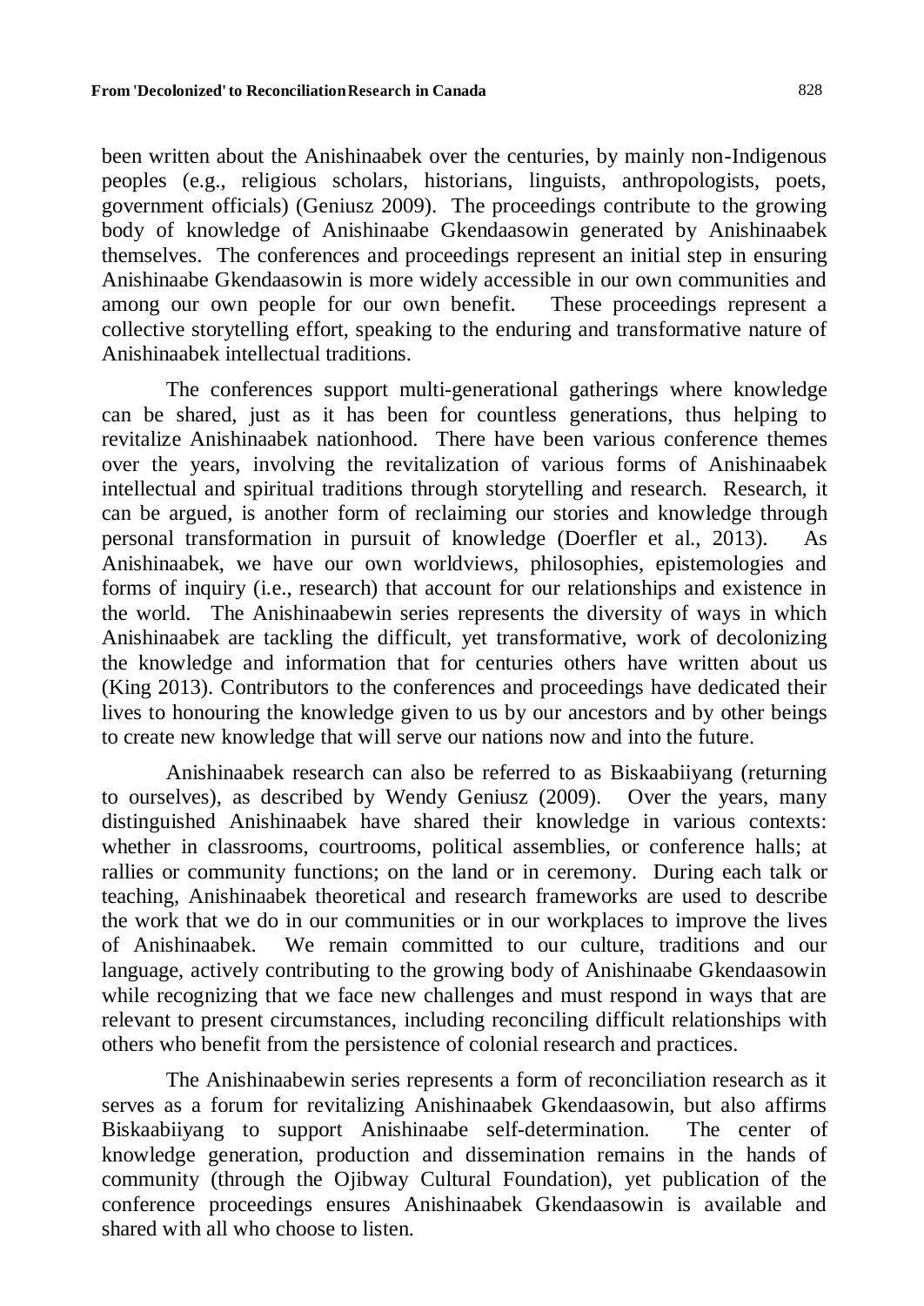been written about the Anishinaabek over the centuries, by mainly non-Indigenous peoples (e.g., religious scholars, historians, linguists, anthropologists, poets, government officials) (Geniusz 2009). The proceedings contribute to the growing body of knowledge of Anishinaabe Gkendaasowin generated by Anishinaabek themselves. The conferences and proceedings represent an initial step in ensuring Anishinaabe Gkendaasowin is more widely accessible in our own communities and among our own people for our own benefit. These proceedings represent a collective storytelling effort, speaking to the enduring and transformative nature of Anishinaabek intellectual traditions.

The conferences support multi-generational gatherings where knowledge can be shared, just as it has been for countless generations, thus helping to revitalize Anishinaabek nationhood. There have been various conference themes over the years, involving the revitalization of various forms of Anishinaabek intellectual and spiritual traditions through storytelling and research. Research, it can be argued, is another form of reclaiming our stories and knowledge through personal transformation in pursuit of knowledge (Doerfler et al., 2013). As Anishinaabek, we have our own worldviews, philosophies, epistemologies and forms of inquiry (i.e., research) that account for our relationships and existence in the world. The Anishinaabewin series represents the diversity of ways in which Anishinaabek are tackling the difficult, yet transformative, work of decolonizing the knowledge and information that for centuries others have written about us (King 2013). Contributors to the conferences and proceedings have dedicated their lives to honouring the knowledge given to us by our ancestors and by other beings to create new knowledge that will serve our nations now and into the future.

Anishinaabek research can also be referred to as Biskaabiiyang (returning to ourselves), as described by Wendy Geniusz (2009). Over the years, many distinguished Anishinaabek have shared their knowledge in various contexts: whether in classrooms, courtrooms, political assemblies, or conference halls; at rallies or community functions; on the land or in ceremony. During each talk or teaching, Anishinaabek theoretical and research frameworks are used to describe the work that we do in our communities or in our workplaces to improve the lives of Anishinaabek. We remain committed to our culture, traditions and our language, actively contributing to the growing body of Anishinaabe Gkendaasowin while recognizing that we face new challenges and must respond in ways that are relevant to present circumstances, including reconciling difficult relationships with others who benefit from the persistence of colonial research and practices.

The Anishinaabewin series represents a form of reconciliation research as it serves as a forum for revitalizing Anishinaabek Gkendaasowin, but also affirms Biskaabiiyang to support Anishinaabe self-determination. The center of knowledge generation, production and dissemination remains in the hands of community (through the Ojibway Cultural Foundation), yet publication of the conference proceedings ensures Anishinaabek Gkendaasowin is available and shared with all who choose to listen.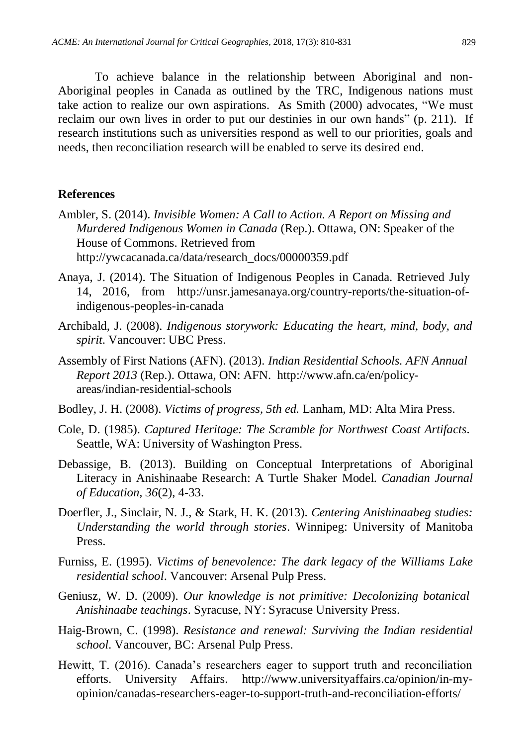To achieve balance in the relationship between Aboriginal and non-Aboriginal peoples in Canada as outlined by the TRC, Indigenous nations must take action to realize our own aspirations. As Smith (2000) advocates, "We must reclaim our own lives in order to put our destinies in our own hands" (p. 211). If research institutions such as universities respond as well to our priorities, goals and needs, then reconciliation research will be enabled to serve its desired end.

## References

Ambler, S. (2014). *Invisible Women: A Call to Action. A Report on Missing and Murdered Indigenous Women in Canada* (Rep.). Ottawa, ON: Speaker of the House of Commons. Retrieved from http://ywcacanada.ca/data/research_docs/00000359.pdf

Anaya, J. (2014). The Situation of Indigenous Peoples in Canada. Retrieved July 14, 2016, from http://unsr.jamesanaya.org/country-reports/the-situation-of-indigenous-peoples-in-canada

Archibald, J. (2008). *Indigenous storywork: Educating the heart, mind, body, and spirit*. Vancouver: UBC Press.

Assembly of First Nations (AFN). (2013). *Indian Residential Schools. AFN Annual Report 2013* (Rep.). Ottawa, ON: AFN. http://www.afn.ca/en/policy-areas/indian-residential-schools

Bodley, J. H. (2008). *Victims of progress, 5th ed.* Lanham, MD: Alta Mira Press.

Cole, D. (1985). *Captured Heritage: The Scramble for Northwest Coast Artifacts*. Seattle, WA: University of Washington Press.

Debassige, B. (2013). Building on Conceptual Interpretations of Aboriginal Literacy in Anishinaabe Research: A Turtle Shaker Model. *Canadian Journal of Education*, *36*(2), 4-33.

Doerfler, J., Sinclair, N. J., & Stark, H. K. (2013). *Centering Anishinaabeg studies: Understanding the world through stories*. Winnipeg: University of Manitoba Press.

Furniss, E. (1995). *Victims of benevolence: The dark legacy of the Williams Lake residential school*. Vancouver: Arsenal Pulp Press.

Geniusz, W. D. (2009). *Our knowledge is not primitive: Decolonizing botanical Anishinaabe teachings*. Syracuse, NY: Syracuse University Press.

Haig-Brown, C. (1998). *Resistance and renewal: Surviving the Indian residential school*. Vancouver, BC: Arsenal Pulp Press.

Hewitt, T. (2016). Canada's researchers eager to support truth and reconciliation efforts. University Affairs. http://www.universityaffairs.ca/opinion/in-my-opinion/canadas-researchers-eager-to-support-truth-and-reconciliation-efforts/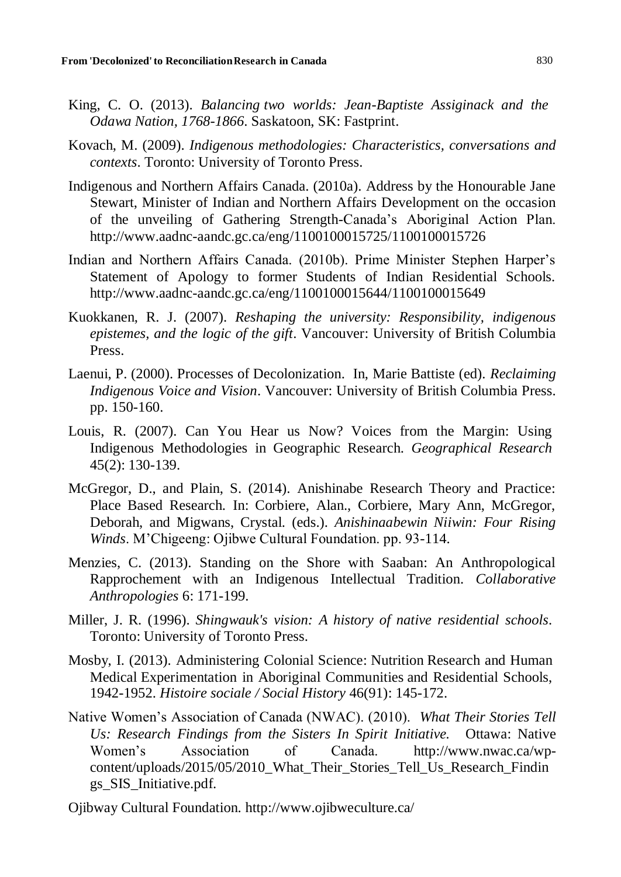King, C. O. (2013). *Balancing two worlds: Jean-Baptiste Assiginack and the Odawa Nation, 1768-1866*. Saskatoon, SK: Fastprint.

Kovach, M. (2009). *Indigenous methodologies: Characteristics, conversations and contexts*. Toronto: University of Toronto Press.

Indigenous and Northern Affairs Canada. (2010a). Address by the Honourable Jane Stewart, Minister of Indian and Northern Affairs Development on the occasion of the unveiling of Gathering Strength-Canada's Aboriginal Action Plan. http://www.aadnc-aandc.gc.ca/eng/1100100015725/1100100015726

Indian and Northern Affairs Canada. (2010b). Prime Minister Stephen Harper's Statement of Apology to former Students of Indian Residential Schools. http://www.aadnc-aandc.gc.ca/eng/1100100015644/1100100015649

Kuokkanen, R. J. (2007). *Reshaping the university: Responsibility, indigenous epistemes, and the logic of the gift*. Vancouver: University of British Columbia Press.

Laenui, P. (2000). Processes of Decolonization. In, Marie Battiste (ed). *Reclaiming Indigenous Voice and Vision*. Vancouver: University of British Columbia Press. pp. 150-160.

Louis, R. (2007). Can You Hear us Now? Voices from the Margin: Using Indigenous Methodologies in Geographic Research. *Geographical Research* 45(2): 130-139.

McGregor, D., and Plain, S. (2014). Anishinabe Research Theory and Practice: Place Based Research. In: Corbiere, Alan., Corbiere, Mary Ann, McGregor, Deborah, and Migwans, Crystal. (eds.). *Anishinaabewin Niiwin: Four Rising Winds*. M'Chigeeng: Ojibwe Cultural Foundation. pp. 93-114.

Menzies, C. (2013). Standing on the Shore with Saaban: An Anthropological Rapprochement with an Indigenous Intellectual Tradition. *Collaborative Anthropologies* 6: 171-199.

Miller, J. R. (1996). *Shingwauk's vision: A history of native residential schools*. Toronto: University of Toronto Press.

Mosby, I. (2013). Administering Colonial Science: Nutrition Research and Human Medical Experimentation in Aboriginal Communities and Residential Schools, 1942-1952. *Histoire sociale / Social History* 46(91): 145-172.

Native Women's Association of Canada (NWAC). (2010). *What Their Stories Tell Us: Research Findings from the Sisters In Spirit Initiative.* Ottawa: Native Women's Association of Canada. http://www.nwac.ca/wp-content/uploads/2015/05/2010_What_Their_Stories_Tell_Us_Research_Findings_SIS_Initiative.pdf.

Ojibway Cultural Foundation. http://www.ojibweculture.ca/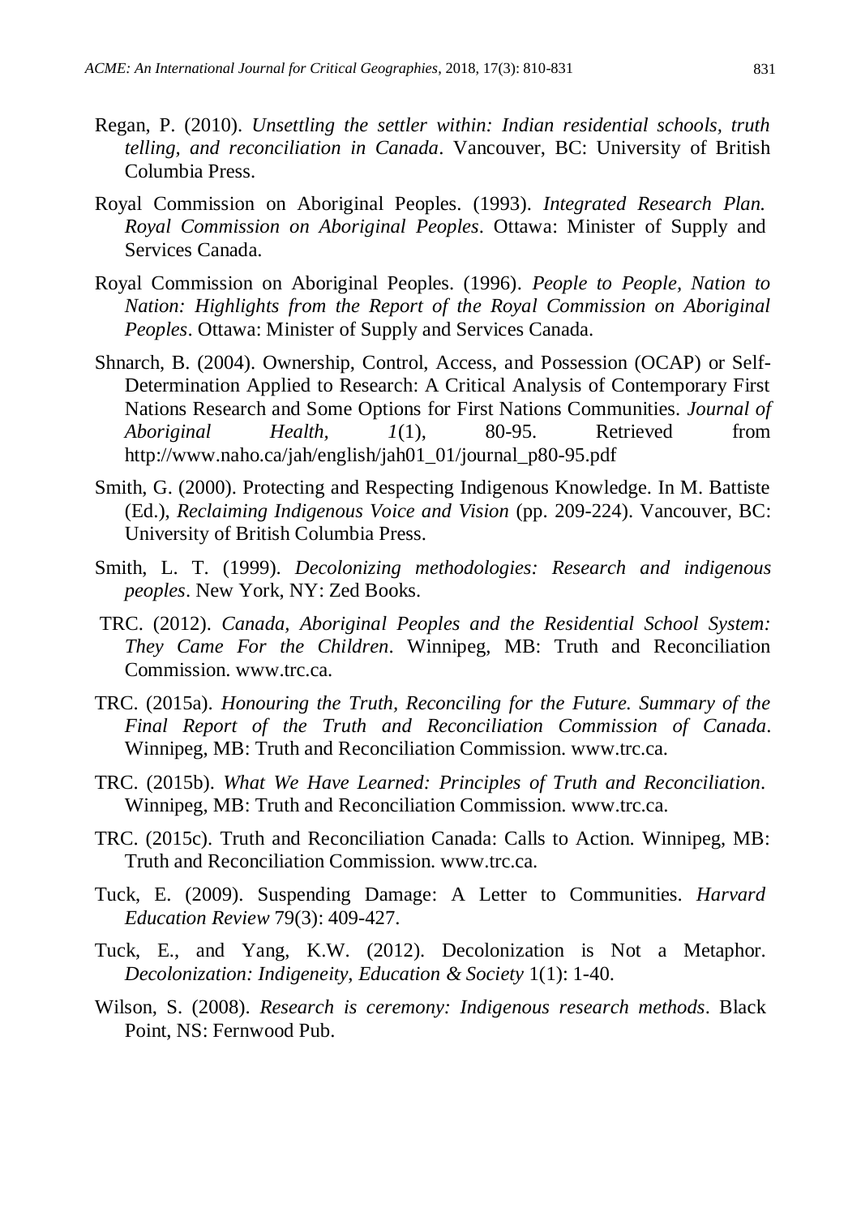Regan, P. (2010). *Unsettling the settler within: Indian residential schools, truth telling, and reconciliation in Canada*. Vancouver, BC: University of British Columbia Press.

Royal Commission on Aboriginal Peoples. (1993). *Integrated Research Plan. Royal Commission on Aboriginal Peoples*. Ottawa: Minister of Supply and Services Canada.

Royal Commission on Aboriginal Peoples. (1996). *People to People, Nation to Nation: Highlights from the Report of the Royal Commission on Aboriginal Peoples*. Ottawa: Minister of Supply and Services Canada.

Shnarch, B. (2004). Ownership, Control, Access, and Possession (OCAP) or Self-Determination Applied to Research: A Critical Analysis of Contemporary First Nations Research and Some Options for First Nations Communities. *Journal of Aboriginal Health*, *1*(1), 80-95. Retrieved from http://www.naho.ca/jah/english/jah01_01/journal_p80-95.pdf

Smith, G. (2000). Protecting and Respecting Indigenous Knowledge. In M. Battiste (Ed.), *Reclaiming Indigenous Voice and Vision* (pp. 209-224). Vancouver, BC: University of British Columbia Press.

Smith, L. T. (1999). *Decolonizing methodologies: Research and indigenous peoples*. New York, NY: Zed Books.

TRC. (2012). *Canada, Aboriginal Peoples and the Residential School System: They Came For the Children*. Winnipeg, MB: Truth and Reconciliation Commission. www.trc.ca.

TRC. (2015a). *Honouring the Truth, Reconciling for the Future. Summary of the Final Report of the Truth and Reconciliation Commission of Canada*. Winnipeg, MB: Truth and Reconciliation Commission. www.trc.ca.

TRC. (2015b). *What We Have Learned: Principles of Truth and Reconciliation*. Winnipeg, MB: Truth and Reconciliation Commission. www.trc.ca.

TRC. (2015c). Truth and Reconciliation Canada: Calls to Action. Winnipeg, MB: Truth and Reconciliation Commission. www.trc.ca.

Tuck, E. (2009). Suspending Damage: A Letter to Communities. *Harvard Education Review* 79(3): 409-427.

Tuck, E., and Yang, K.W. (2012). Decolonization is Not a Metaphor. *Decolonization: Indigeneity, Education & Society* 1(1): 1-40.

Wilson, S. (2008). *Research is ceremony: Indigenous research methods*. Black Point, NS: Fernwood Pub.